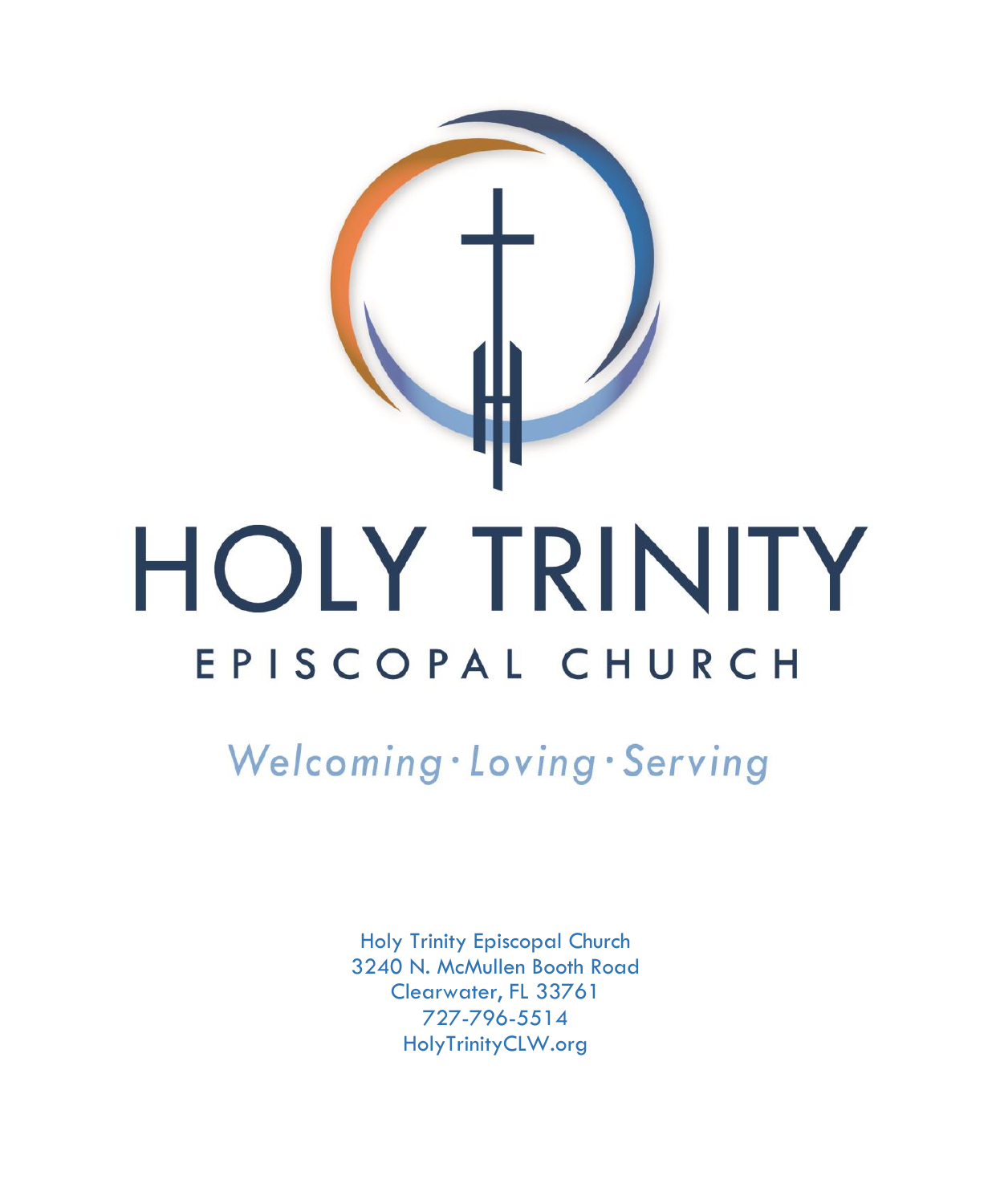# HOLY TRINITY

## EPISCOPAL CHURCH

*Welcoming · Loving · Serving*

Holy Trinity Episcopal Church
3240 N. McMullen Booth Road
Clearwater, FL 33761
727-796-5514
HolyTrinityCLW.org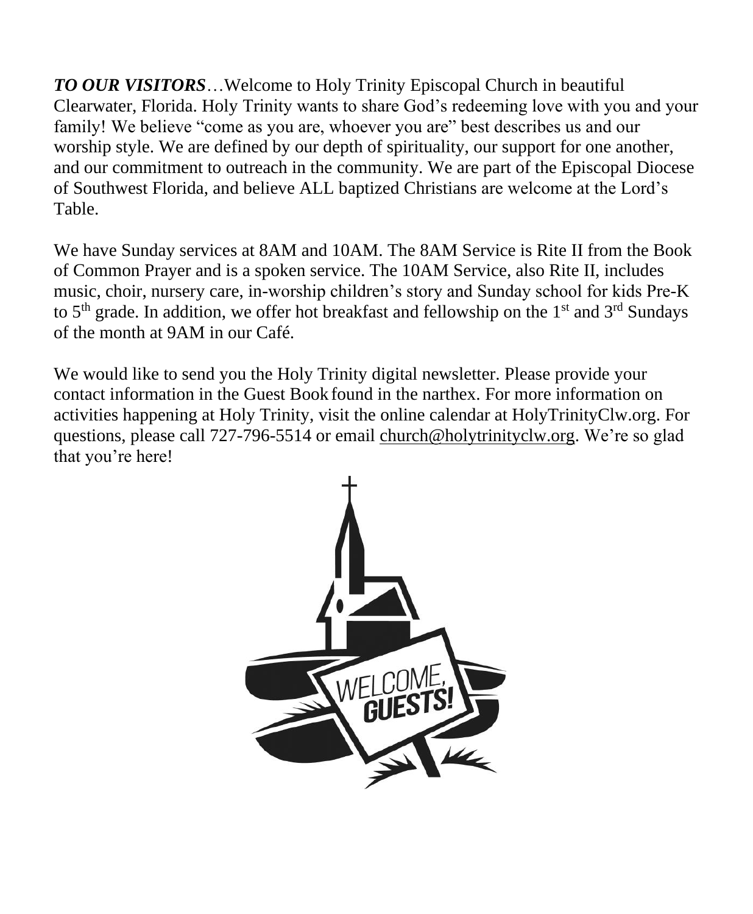***TO OUR VISITORS***…Welcome to Holy Trinity Episcopal Church in beautiful Clearwater, Florida. Holy Trinity wants to share God's redeeming love with you and your family! We believe "come as you are, whoever you are" best describes us and our worship style. We are defined by our depth of spirituality, our support for one another, and our commitment to outreach in the community. We are part of the Episcopal Diocese of Southwest Florida, and believe ALL baptized Christians are welcome at the Lord's Table.

We have Sunday services at 8AM and 10AM. The 8AM Service is Rite II from the Book of Common Prayer and is a spoken service. The 10AM Service, also Rite II, includes music, choir, nursery care, in-worship children's story and Sunday school for kids Pre-K to 5th grade. In addition, we offer hot breakfast and fellowship on the 1st and 3rd Sundays of the month at 9AM in our Café.

We would like to send you the Holy Trinity digital newsletter. Please provide your contact information in the Guest Book found in the narthex. For more information on activities happening at Holy Trinity, visit the online calendar at HolyTrinityClw.org. For questions, please call 727-796-5514 or email church@holytrinityclw.org. We're so glad that you're here!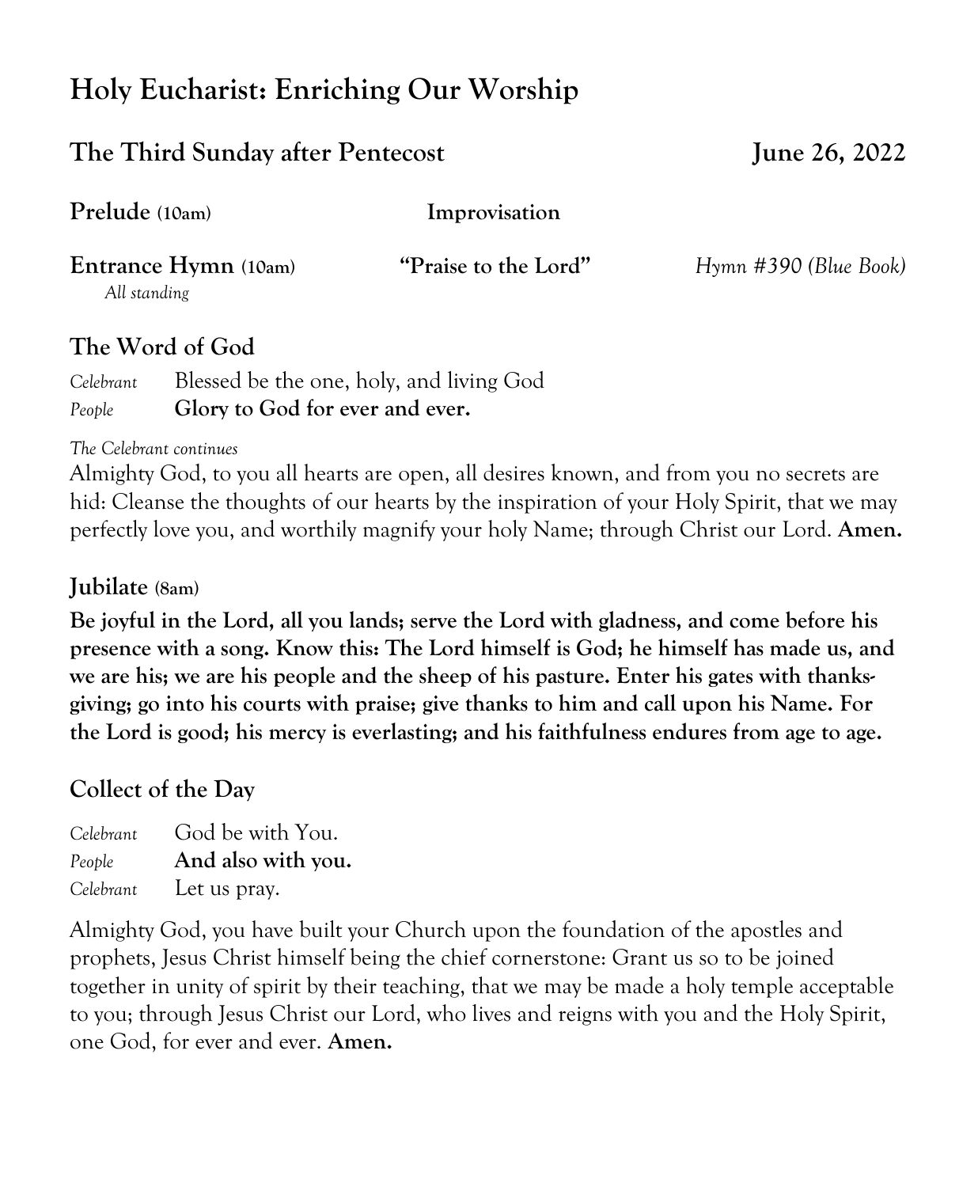# Holy Eucharist: Enriching Our Worship

## The Third Sunday after Pentecost June 26, 2022

**Prelude (10am)** **Improvisation**

**Entrance Hymn (10am)** **"Praise to the Lord"** *Hymn #390 (Blue Book)*
*All standing*

## The Word of God

*Celebrant* Blessed be the one, holy, and living God
*People* **Glory to God for ever and ever.**

*The Celebrant continues*
Almighty God, to you all hearts are open, all desires known, and from you no secrets are hid: Cleanse the thoughts of our hearts by the inspiration of your Holy Spirit, that we may perfectly love you, and worthily magnify your holy Name; through Christ our Lord. **Amen.**

## Jubilate (8am)

**Be joyful in the Lord, all you lands; serve the Lord with gladness, and come before his presence with a song. Know this: The Lord himself is God; he himself has made us, and we are his; we are his people and the sheep of his pasture. Enter his gates with thanks-giving; go into his courts with praise; give thanks to him and call upon his Name. For the Lord is good; his mercy is everlasting; and his faithfulness endures from age to age.**

## Collect of the Day

*Celebrant* God be with You.
*People* **And also with you.**
*Celebrant* Let us pray.

Almighty God, you have built your Church upon the foundation of the apostles and prophets, Jesus Christ himself being the chief cornerstone: Grant us so to be joined together in unity of spirit by their teaching, that we may be made a holy temple acceptable to you; through Jesus Christ our Lord, who lives and reigns with you and the Holy Spirit, one God, for ever and ever. **Amen.**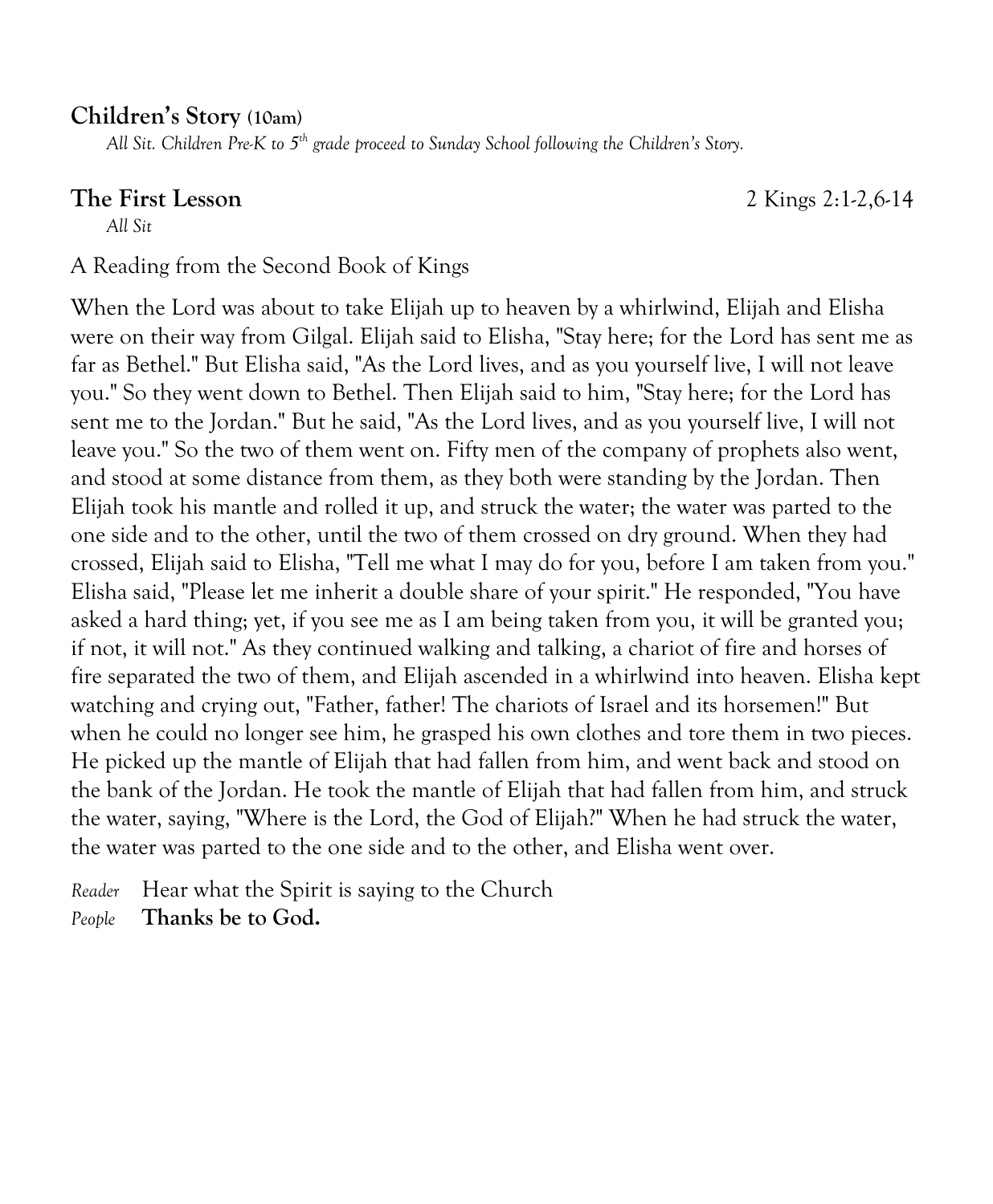## Children's Story (10am)

*All Sit. Children Pre-K to 5th grade proceed to Sunday School following the Children's Story.*

## The First Lesson 2 Kings 2:1-2,6-14

*All Sit*

A Reading from the Second Book of Kings

When the Lord was about to take Elijah up to heaven by a whirlwind, Elijah and Elisha were on their way from Gilgal. Elijah said to Elisha, "Stay here; for the Lord has sent me as far as Bethel." But Elisha said, "As the Lord lives, and as you yourself live, I will not leave you." So they went down to Bethel. Then Elijah said to him, "Stay here; for the Lord has sent me to the Jordan." But he said, "As the Lord lives, and as you yourself live, I will not leave you." So the two of them went on. Fifty men of the company of prophets also went, and stood at some distance from them, as they both were standing by the Jordan. Then Elijah took his mantle and rolled it up, and struck the water; the water was parted to the one side and to the other, until the two of them crossed on dry ground. When they had crossed, Elijah said to Elisha, "Tell me what I may do for you, before I am taken from you." Elisha said, "Please let me inherit a double share of your spirit." He responded, "You have asked a hard thing; yet, if you see me as I am being taken from you, it will be granted you; if not, it will not." As they continued walking and talking, a chariot of fire and horses of fire separated the two of them, and Elijah ascended in a whirlwind into heaven. Elisha kept watching and crying out, "Father, father! The chariots of Israel and its horsemen!" But when he could no longer see him, he grasped his own clothes and tore them in two pieces. He picked up the mantle of Elijah that had fallen from him, and went back and stood on the bank of the Jordan. He took the mantle of Elijah that had fallen from him, and struck the water, saying, "Where is the Lord, the God of Elijah?" When he had struck the water, the water was parted to the one side and to the other, and Elisha went over.

*Reader* Hear what the Spirit is saying to the Church
*People* **Thanks be to God.**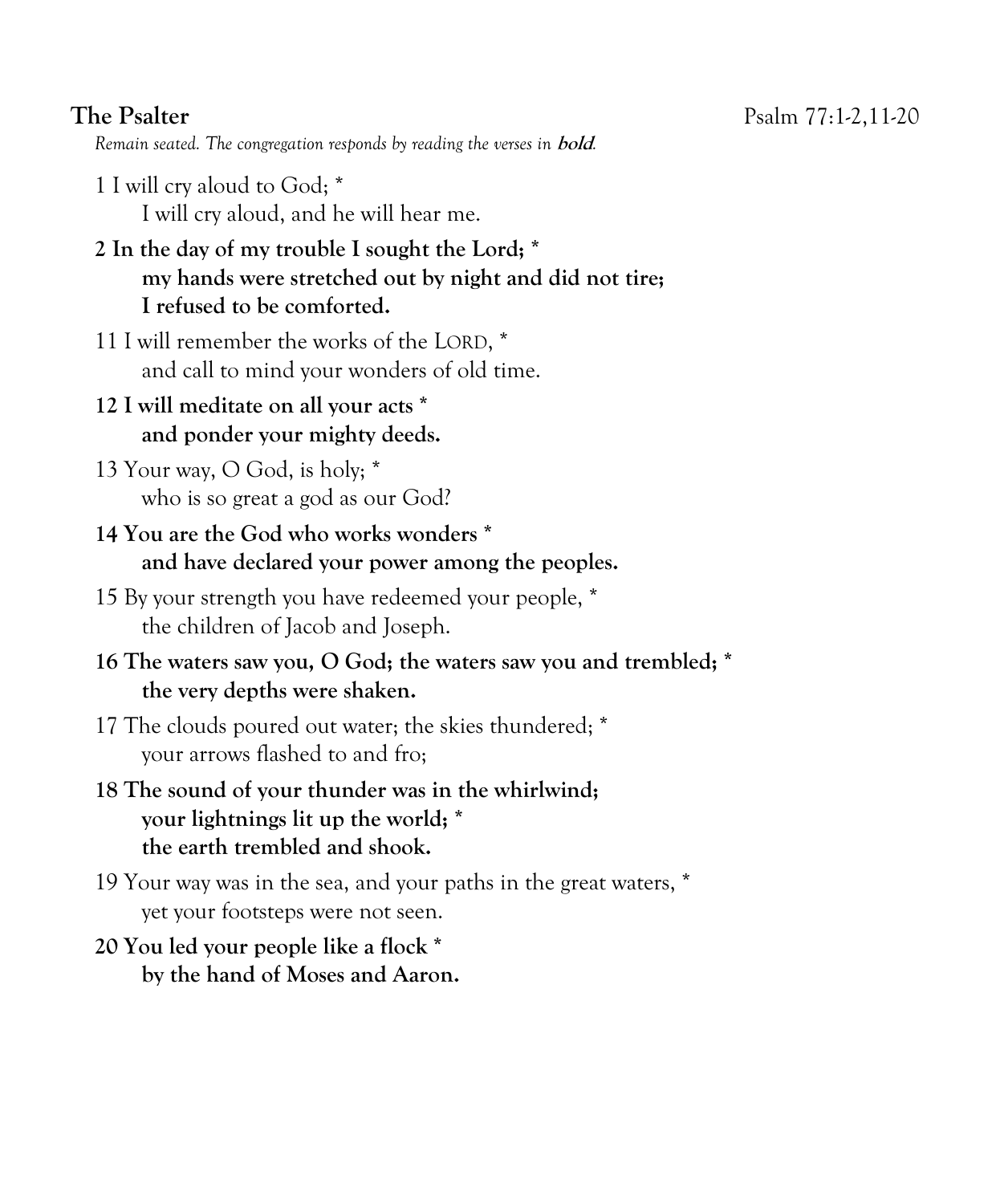## The Psalter

Psalm 77:1-2,11-20

*Remain seated. The congregation responds by reading the verses in **bold**.*

1 I will cry aloud to God; *
I will cry aloud, and he will hear me.

**2 In the day of my trouble I sought the Lord; *
my hands were stretched out by night and did not tire;
I refused to be comforted.**

11 I will remember the works of the LORD, *
and call to mind your wonders of old time.

**12 I will meditate on all your acts *
and ponder your mighty deeds.**

13 Your way, O God, is holy; *
who is so great a god as our God?

**14 You are the God who works wonders *
and have declared your power among the peoples.**

15 By your strength you have redeemed your people, *
the children of Jacob and Joseph.

**16 The waters saw you, O God; the waters saw you and trembled; *
the very depths were shaken.**

17 The clouds poured out water; the skies thundered; *
your arrows flashed to and fro;

**18 The sound of your thunder was in the whirlwind;
your lightnings lit up the world; *
the earth trembled and shook.**

19 Your way was in the sea, and your paths in the great waters, *
yet your footsteps were not seen.

**20 You led your people like a flock *
by the hand of Moses and Aaron.**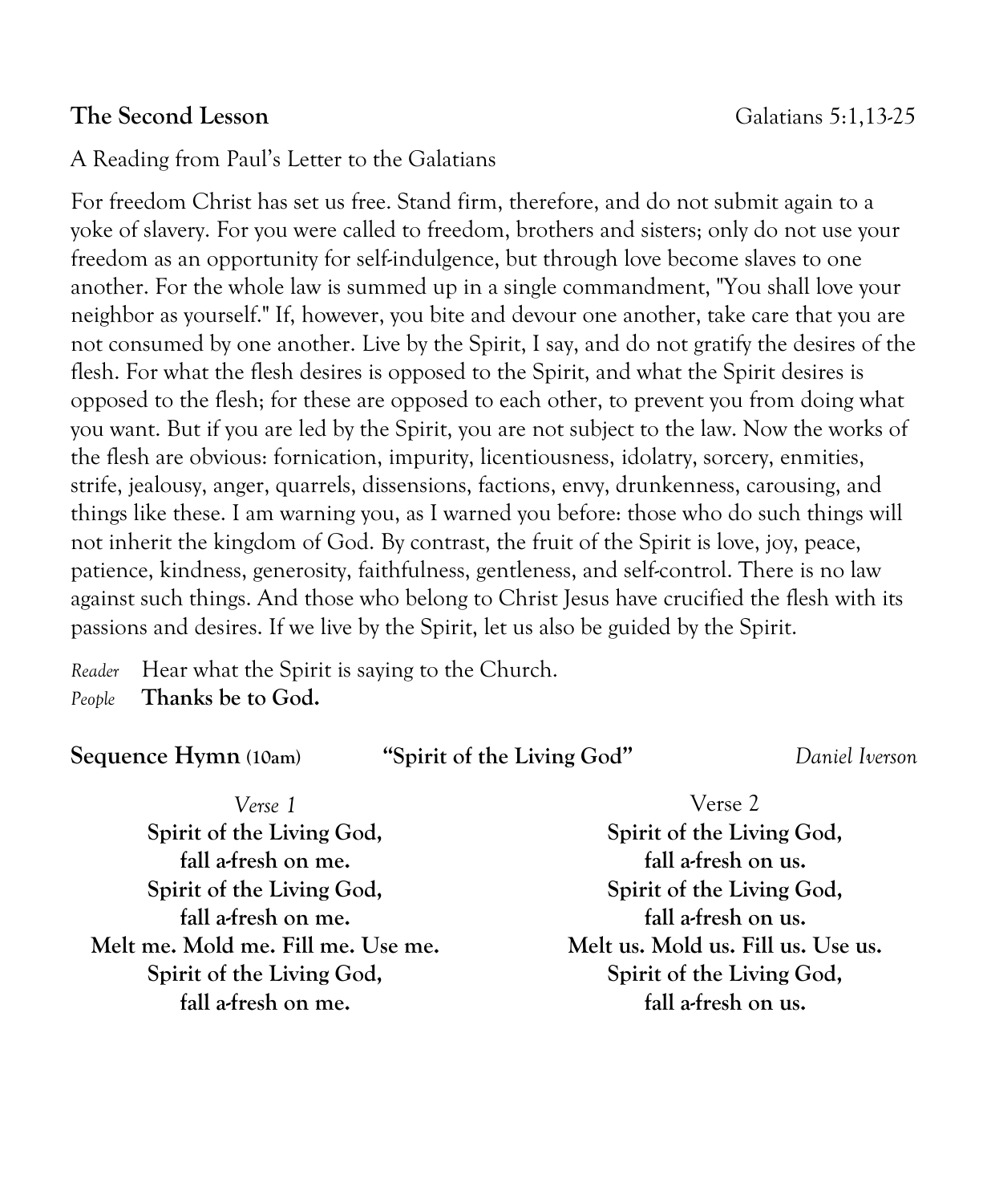**The Second Lesson** Galatians 5:1,13-25

A Reading from Paul's Letter to the Galatians

For freedom Christ has set us free. Stand firm, therefore, and do not submit again to a yoke of slavery. For you were called to freedom, brothers and sisters; only do not use your freedom as an opportunity for self-indulgence, but through love become slaves to one another. For the whole law is summed up in a single commandment, "You shall love your neighbor as yourself." If, however, you bite and devour one another, take care that you are not consumed by one another. Live by the Spirit, I say, and do not gratify the desires of the flesh. For what the flesh desires is opposed to the Spirit, and what the Spirit desires is opposed to the flesh; for these are opposed to each other, to prevent you from doing what you want. But if you are led by the Spirit, you are not subject to the law. Now the works of the flesh are obvious: fornication, impurity, licentiousness, idolatry, sorcery, enmities, strife, jealousy, anger, quarrels, dissensions, factions, envy, drunkenness, carousing, and things like these. I am warning you, as I warned you before: those who do such things will not inherit the kingdom of God. By contrast, the fruit of the Spirit is love, joy, peace, patience, kindness, generosity, faithfulness, gentleness, and self-control. There is no law against such things. And those who belong to Christ Jesus have crucified the flesh with its passions and desires. If we live by the Spirit, let us also be guided by the Spirit.

*Reader* Hear what the Spirit is saying to the Church.
*People* **Thanks be to God.**

**Sequence Hymn (10am)** **"Spirit of the Living God"** *Daniel Iverson*

*Verse 1*

**Spirit of the Living God,**
**fall a-fresh on me.**
**Spirit of the Living God,**
**fall a-fresh on me.**
**Melt me. Mold me. Fill me. Use me.**
**Spirit of the Living God,**
**fall a-fresh on me.**

Verse 2

**Spirit of the Living God,**
**fall a-fresh on us.**
**Spirit of the Living God,**
**fall a-fresh on us.**
**Melt us. Mold us. Fill us. Use us.**
**Spirit of the Living God,**
**fall a-fresh on us.**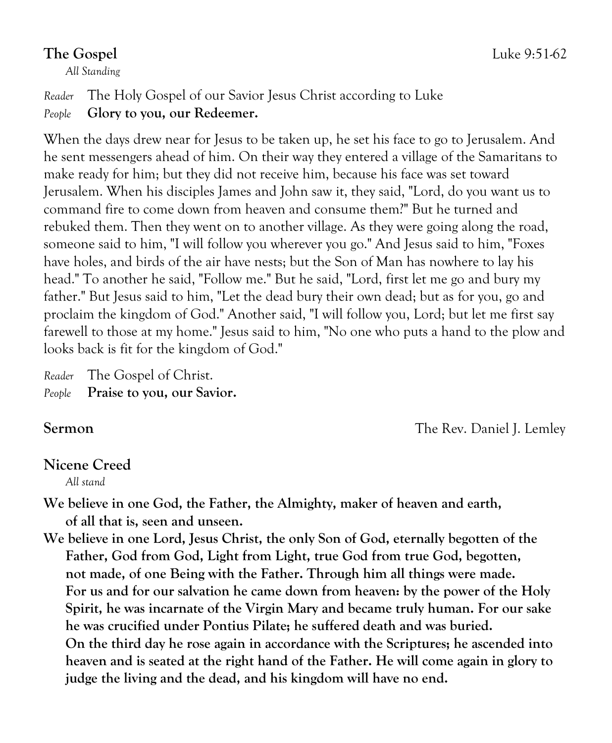## The Gospel — Luke 9:51-62

*All Standing*

*Reader* The Holy Gospel of our Savior Jesus Christ according to Luke
*People* **Glory to you, our Redeemer.**

When the days drew near for Jesus to be taken up, he set his face to go to Jerusalem. And he sent messengers ahead of him. On their way they entered a village of the Samaritans to make ready for him; but they did not receive him, because his face was set toward Jerusalem. When his disciples James and John saw it, they said, "Lord, do you want us to command fire to come down from heaven and consume them?" But he turned and rebuked them. Then they went on to another village. As they were going along the road, someone said to him, "I will follow you wherever you go." And Jesus said to him, "Foxes have holes, and birds of the air have nests; but the Son of Man has nowhere to lay his head." To another he said, "Follow me." But he said, "Lord, first let me go and bury my father." But Jesus said to him, "Let the dead bury their own dead; but as for you, go and proclaim the kingdom of God." Another said, "I will follow you, Lord; but let me first say farewell to those at my home." Jesus said to him, "No one who puts a hand to the plow and looks back is fit for the kingdom of God."

*Reader* The Gospel of Christ.
*People* **Praise to you, our Savior.**

## Sermon — The Rev. Daniel J. Lemley

## Nicene Creed

*All stand*

**We believe in one God, the Father, the Almighty, maker of heaven and earth, of all that is, seen and unseen.**

**We believe in one Lord, Jesus Christ, the only Son of God, eternally begotten of the Father, God from God, Light from Light, true God from true God, begotten, not made, of one Being with the Father. Through him all things were made. For us and for our salvation he came down from heaven: by the power of the Holy Spirit, he was incarnate of the Virgin Mary and became truly human. For our sake he was crucified under Pontius Pilate; he suffered death and was buried. On the third day he rose again in accordance with the Scriptures; he ascended into heaven and is seated at the right hand of the Father. He will come again in glory to judge the living and the dead, and his kingdom will have no end.**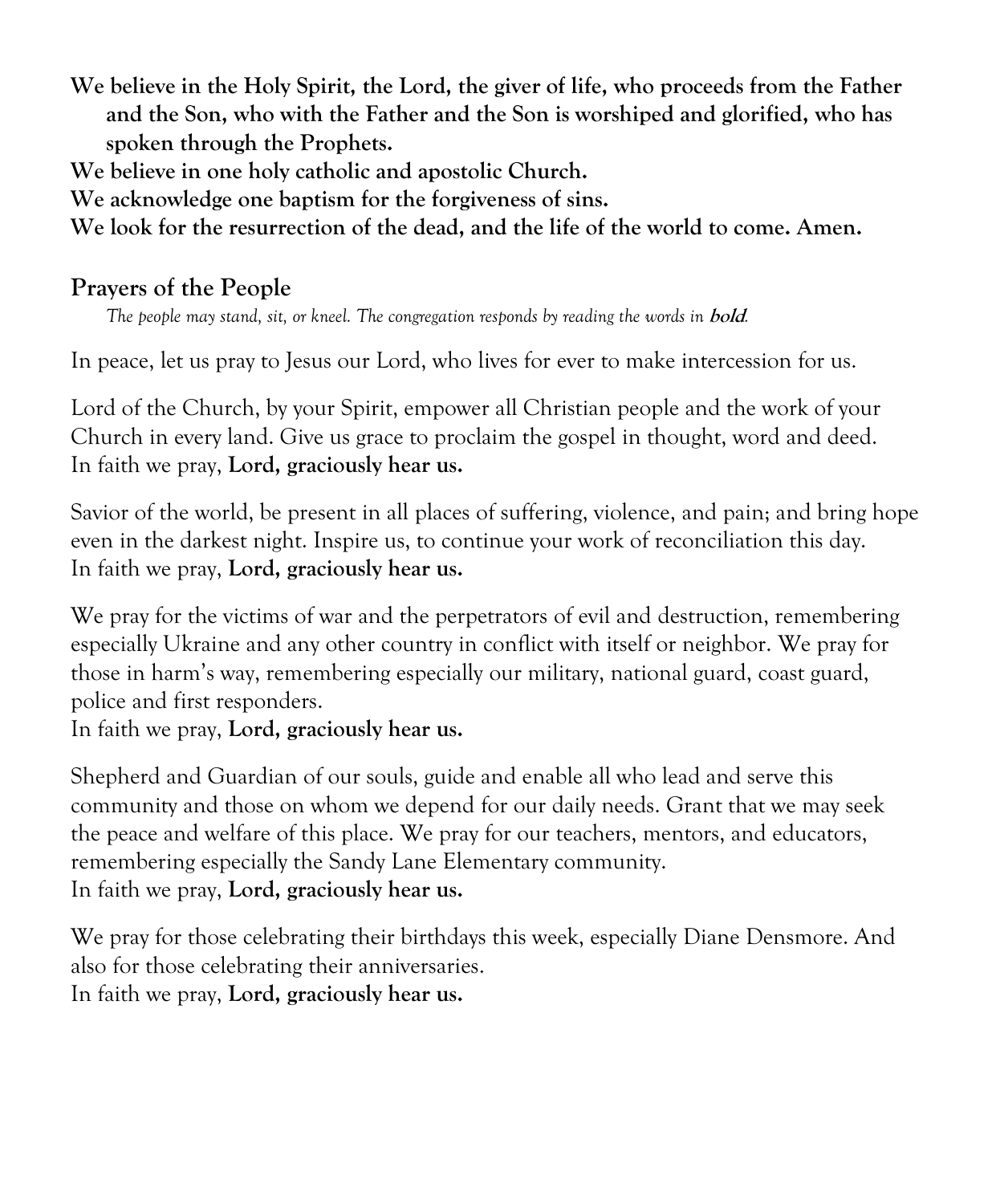**We believe in the Holy Spirit, the Lord, the giver of life, who proceeds from the Father and the Son, who with the Father and the Son is worshiped and glorified, who has spoken through the Prophets.**
**We believe in one holy catholic and apostolic Church.**
**We acknowledge one baptism for the forgiveness of sins.**
**We look for the resurrection of the dead, and the life of the world to come. Amen.**

## Prayers of the People

*The people may stand, sit, or kneel. The congregation responds by reading the words in **bold**.*

In peace, let us pray to Jesus our Lord, who lives for ever to make intercession for us.

Lord of the Church, by your Spirit, empower all Christian people and the work of your Church in every land. Give us grace to proclaim the gospel in thought, word and deed.
In faith we pray, **Lord, graciously hear us.**

Savior of the world, be present in all places of suffering, violence, and pain; and bring hope even in the darkest night. Inspire us, to continue your work of reconciliation this day.
In faith we pray, **Lord, graciously hear us.**

We pray for the victims of war and the perpetrators of evil and destruction, remembering especially Ukraine and any other country in conflict with itself or neighbor. We pray for those in harm's way, remembering especially our military, national guard, coast guard, police and first responders.
In faith we pray, **Lord, graciously hear us.**

Shepherd and Guardian of our souls, guide and enable all who lead and serve this community and those on whom we depend for our daily needs. Grant that we may seek the peace and welfare of this place. We pray for our teachers, mentors, and educators, remembering especially the Sandy Lane Elementary community.
In faith we pray, **Lord, graciously hear us.**

We pray for those celebrating their birthdays this week, especially Diane Densmore. And also for those celebrating their anniversaries.
In faith we pray, **Lord, graciously hear us.**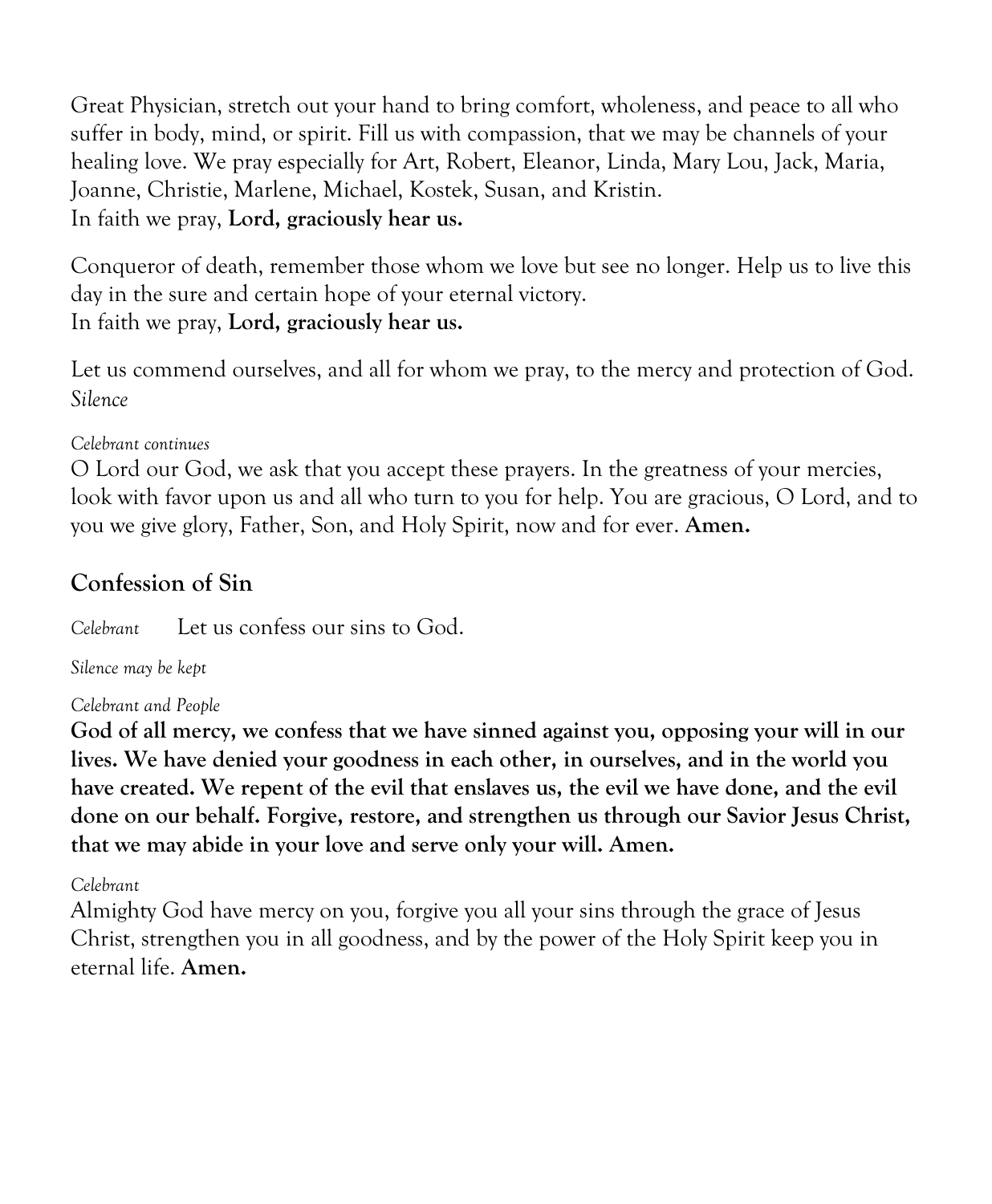Great Physician, stretch out your hand to bring comfort, wholeness, and peace to all who suffer in body, mind, or spirit. Fill us with compassion, that we may be channels of your healing love. We pray especially for Art, Robert, Eleanor, Linda, Mary Lou, Jack, Maria, Joanne, Christie, Marlene, Michael, Kostek, Susan, and Kristin.
In faith we pray, **Lord, graciously hear us.**

Conqueror of death, remember those whom we love but see no longer. Help us to live this day in the sure and certain hope of your eternal victory.
In faith we pray, **Lord, graciously hear us.**

Let us commend ourselves, and all for whom we pray, to the mercy and protection of God.
*Silence*

*Celebrant continues*
O Lord our God, we ask that you accept these prayers. In the greatness of your mercies, look with favor upon us and all who turn to you for help. You are gracious, O Lord, and to you we give glory, Father, Son, and Holy Spirit, now and for ever. **Amen.**

## Confession of Sin

*Celebrant* Let us confess our sins to God.

*Silence may be kept*

*Celebrant and People*
**God of all mercy, we confess that we have sinned against you, opposing your will in our lives. We have denied your goodness in each other, in ourselves, and in the world you have created. We repent of the evil that enslaves us, the evil we have done, and the evil done on our behalf. Forgive, restore, and strengthen us through our Savior Jesus Christ, that we may abide in your love and serve only your will. Amen.**

*Celebrant*
Almighty God have mercy on you, forgive you all your sins through the grace of Jesus Christ, strengthen you in all goodness, and by the power of the Holy Spirit keep you in eternal life. **Amen.**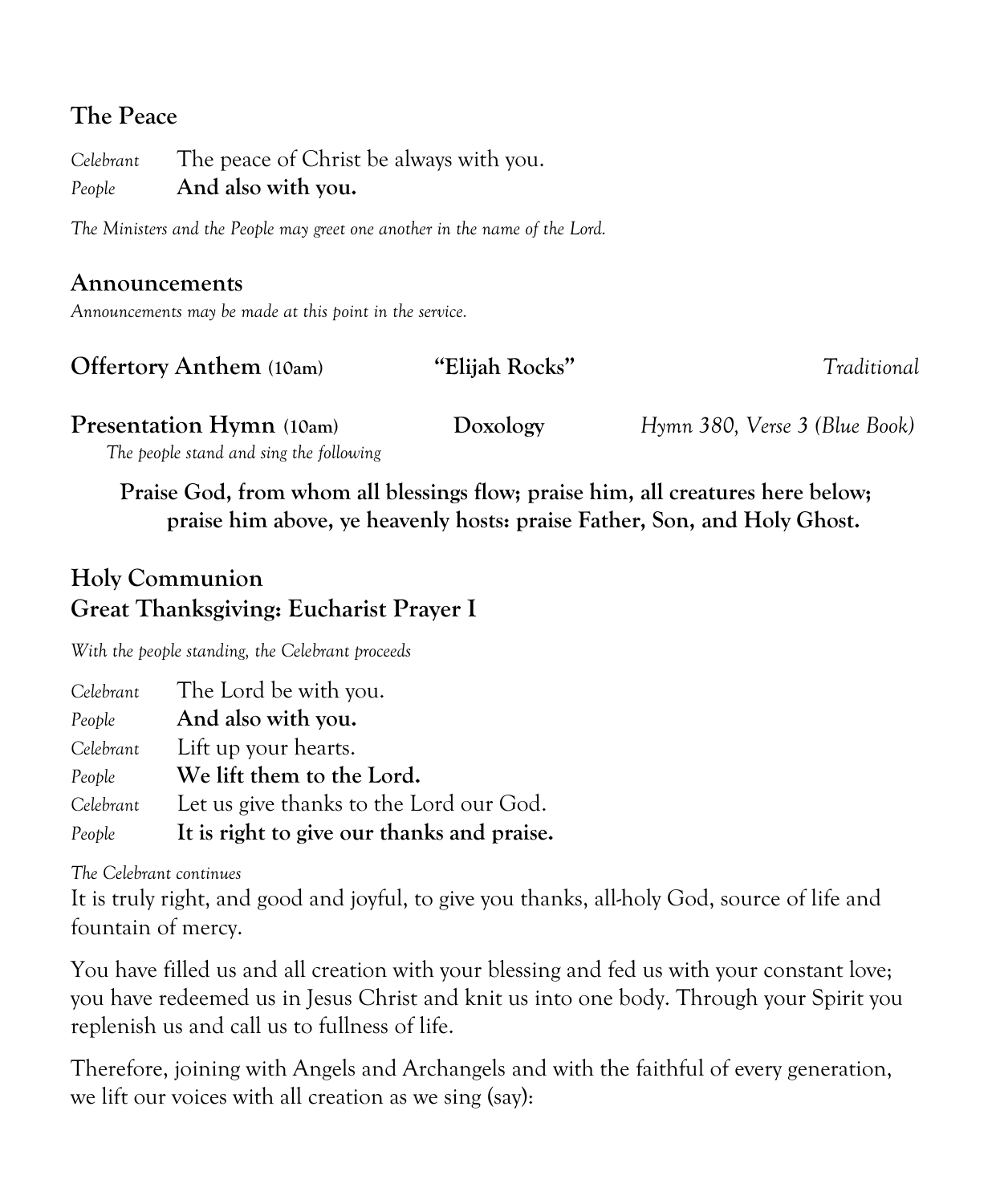## The Peace

*Celebrant* The peace of Christ be always with you.
*People* **And also with you.**

*The Ministers and the People may greet one another in the name of the Lord.*

## Announcements

*Announcements may be made at this point in the service.*

**Offertory Anthem (10am)** **"Elijah Rocks"** *Traditional*

**Presentation Hymn (10am)** **Doxology** *Hymn 380, Verse 3 (Blue Book)*
*The people stand and sing the following*

**Praise God, from whom all blessings flow; praise him, all creatures here below; praise him above, ye heavenly hosts: praise Father, Son, and Holy Ghost.**

## Holy Communion
## Great Thanksgiving: Eucharist Prayer I

*With the people standing, the Celebrant proceeds*

*Celebrant* The Lord be with you.
*People* **And also with you.**
*Celebrant* Lift up your hearts.
*People* **We lift them to the Lord.**
*Celebrant* Let us give thanks to the Lord our God.
*People* **It is right to give our thanks and praise.**

*The Celebrant continues*
It is truly right, and good and joyful, to give you thanks, all-holy God, source of life and fountain of mercy.

You have filled us and all creation with your blessing and fed us with your constant love; you have redeemed us in Jesus Christ and knit us into one body. Through your Spirit you replenish us and call us to fullness of life.

Therefore, joining with Angels and Archangels and with the faithful of every generation, we lift our voices with all creation as we sing (say):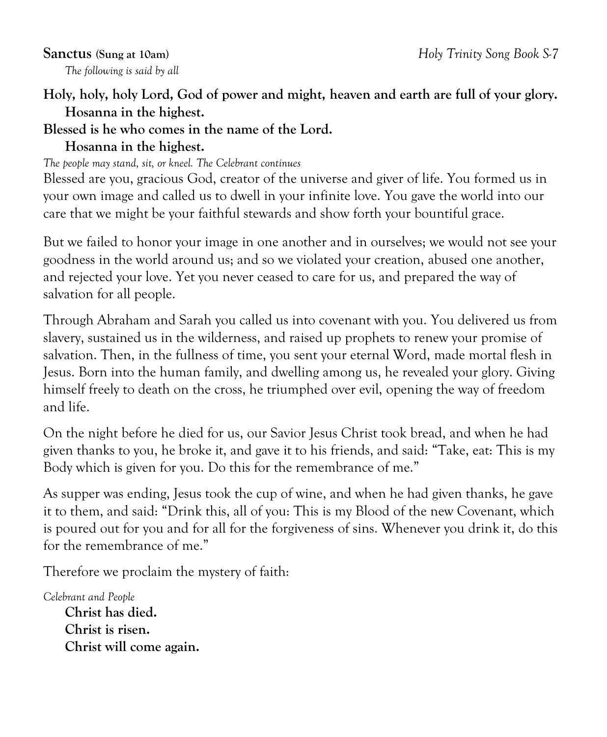**Sanctus** (Sung at 10am) *Holy Trinity Song Book S-7*

*The following is said by all*

**Holy, holy, holy Lord, God of power and might, heaven and earth are full of your glory.**
**Hosanna in the highest.**
**Blessed is he who comes in the name of the Lord.**
**Hosanna in the highest.**

*The people may stand, sit, or kneel. The Celebrant continues*

Blessed are you, gracious God, creator of the universe and giver of life. You formed us in your own image and called us to dwell in your infinite love. You gave the world into our care that we might be your faithful stewards and show forth your bountiful grace.

But we failed to honor your image in one another and in ourselves; we would not see your goodness in the world around us; and so we violated your creation, abused one another, and rejected your love. Yet you never ceased to care for us, and prepared the way of salvation for all people.

Through Abraham and Sarah you called us into covenant with you. You delivered us from slavery, sustained us in the wilderness, and raised up prophets to renew your promise of salvation. Then, in the fullness of time, you sent your eternal Word, made mortal flesh in Jesus. Born into the human family, and dwelling among us, he revealed your glory. Giving himself freely to death on the cross, he triumphed over evil, opening the way of freedom and life.

On the night before he died for us, our Savior Jesus Christ took bread, and when he had given thanks to you, he broke it, and gave it to his friends, and said: "Take, eat: This is my Body which is given for you. Do this for the remembrance of me."

As supper was ending, Jesus took the cup of wine, and when he had given thanks, he gave it to them, and said: "Drink this, all of you: This is my Blood of the new Covenant, which is poured out for you and for all for the forgiveness of sins. Whenever you drink it, do this for the remembrance of me."

Therefore we proclaim the mystery of faith:

*Celebrant and People*

**Christ has died.**
**Christ is risen.**
**Christ will come again.**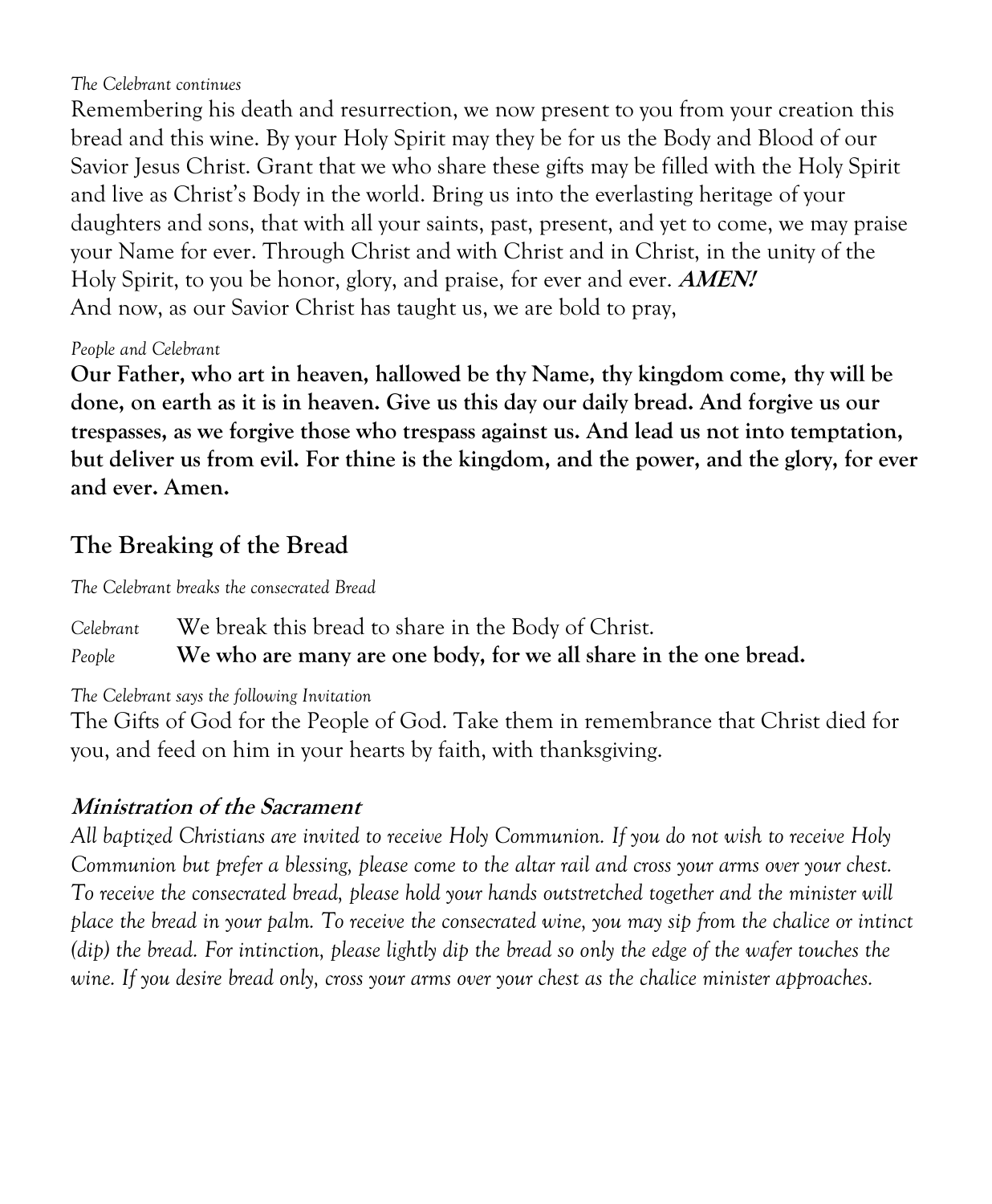*The Celebrant continues*

Remembering his death and resurrection, we now present to you from your creation this bread and this wine. By your Holy Spirit may they be for us the Body and Blood of our Savior Jesus Christ. Grant that we who share these gifts may be filled with the Holy Spirit and live as Christ's Body in the world. Bring us into the everlasting heritage of your daughters and sons, that with all your saints, past, present, and yet to come, we may praise your Name for ever. Through Christ and with Christ and in Christ, in the unity of the Holy Spirit, to you be honor, glory, and praise, for ever and ever. ***AMEN!***

And now, as our Savior Christ has taught us, we are bold to pray,

*People and Celebrant*

**Our Father, who art in heaven, hallowed be thy Name, thy kingdom come, thy will be done, on earth as it is in heaven. Give us this day our daily bread. And forgive us our trespasses, as we forgive those who trespass against us. And lead us not into temptation, but deliver us from evil. For thine is the kingdom, and the power, and the glory, for ever and ever. Amen.**

## The Breaking of the Bread

*The Celebrant breaks the consecrated Bread*

*Celebrant* We break this bread to share in the Body of Christ.
*People* **We who are many are one body, for we all share in the one bread.**

*The Celebrant says the following Invitation*

The Gifts of God for the People of God. Take them in remembrance that Christ died for you, and feed on him in your hearts by faith, with thanksgiving.

### *Ministration of the Sacrament*

*All baptized Christians are invited to receive Holy Communion. If you do not wish to receive Holy Communion but prefer a blessing, please come to the altar rail and cross your arms over your chest. To receive the consecrated bread, please hold your hands outstretched together and the minister will place the bread in your palm. To receive the consecrated wine, you may sip from the chalice or intinct (dip) the bread. For intinction, please lightly dip the bread so only the edge of the wafer touches the wine. If you desire bread only, cross your arms over your chest as the chalice minister approaches.*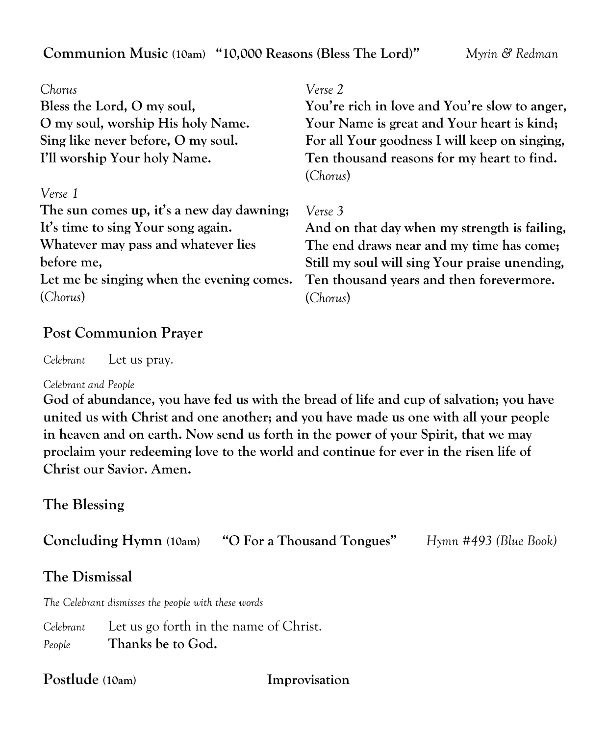**Communion Music** (10am) **"10,000 Reasons (Bless The Lord)"** *Myrin & Redman*

*Chorus*
**Bless the Lord, O my soul,**
**O my soul, worship His holy Name.**
**Sing like never before, O my soul.**
**I'll worship Your holy Name.**

*Verse 1*
**The sun comes up, it's a new day dawning;**
**It's time to sing Your song again.**
**Whatever may pass and whatever lies before me,**
**Let me be singing when the evening comes.**
(*Chorus*)

*Verse 2*
**You're rich in love and You're slow to anger,**
**Your Name is great and Your heart is kind;**
**For all Your goodness I will keep on singing,**
**Ten thousand reasons for my heart to find.**
(*Chorus*)

*Verse 3*
**And on that day when my strength is failing,**
**The end draws near and my time has come;**
**Still my soul will sing Your praise unending,**
**Ten thousand years and then forevermore.**
(*Chorus*)

## Post Communion Prayer

*Celebrant* Let us pray.

*Celebrant and People*
**God of abundance, you have fed us with the bread of life and cup of salvation; you have united us with Christ and one another; and you have made us one with all your people in heaven and on earth. Now send us forth in the power of your Spirit, that we may proclaim your redeeming love to the world and continue for ever in the risen life of Christ our Savior. Amen.**

## The Blessing

**Concluding Hymn** (10am) **"O For a Thousand Tongues"** *Hymn #493 (Blue Book)*

## The Dismissal

*The Celebrant dismisses the people with these words*

*Celebrant* Let us go forth in the name of Christ.
*People* **Thanks be to God.**

**Postlude** (10am) **Improvisation**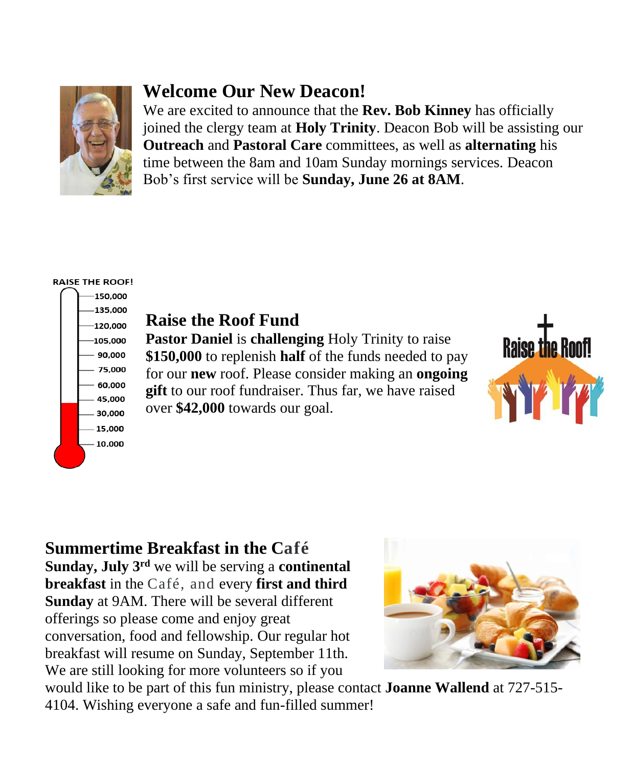## Welcome Our New Deacon!

We are excited to announce that the **Rev. Bob Kinney** has officially joined the clergy team at **Holy Trinity**. Deacon Bob will be assisting our **Outreach** and **Pastoral Care** committees, as well as **alternating** his time between the 8am and 10am Sunday mornings services. Deacon Bob's first service will be **Sunday, June 26 at 8AM**.

RAISE THE ROOF!

150,000
135,000
120,000
105,000
90,000
75,000
60,000
45,000
30,000
15,000
10,000

## Raise the Roof Fund

**Pastor Daniel** is **challenging** Holy Trinity to raise **$150,000** to replenish **half** of the funds needed to pay for our **new** roof. Please consider making an **ongoing gift** to our roof fundraiser. Thus far, we have raised over **$42,000** towards our goal.

Raise the Roof!

## Summertime Breakfast in the Café

**Sunday, July 3rd** we will be serving a **continental breakfast** in the Café, and every **first and third Sunday** at 9AM. There will be several different offerings so please come and enjoy great conversation, food and fellowship. Our regular hot breakfast will resume on Sunday, September 11th. We are still looking for more volunteers so if you would like to be part of this fun ministry, please contact **Joanne Wallend** at 727-515-4104. Wishing everyone a safe and fun-filled summer!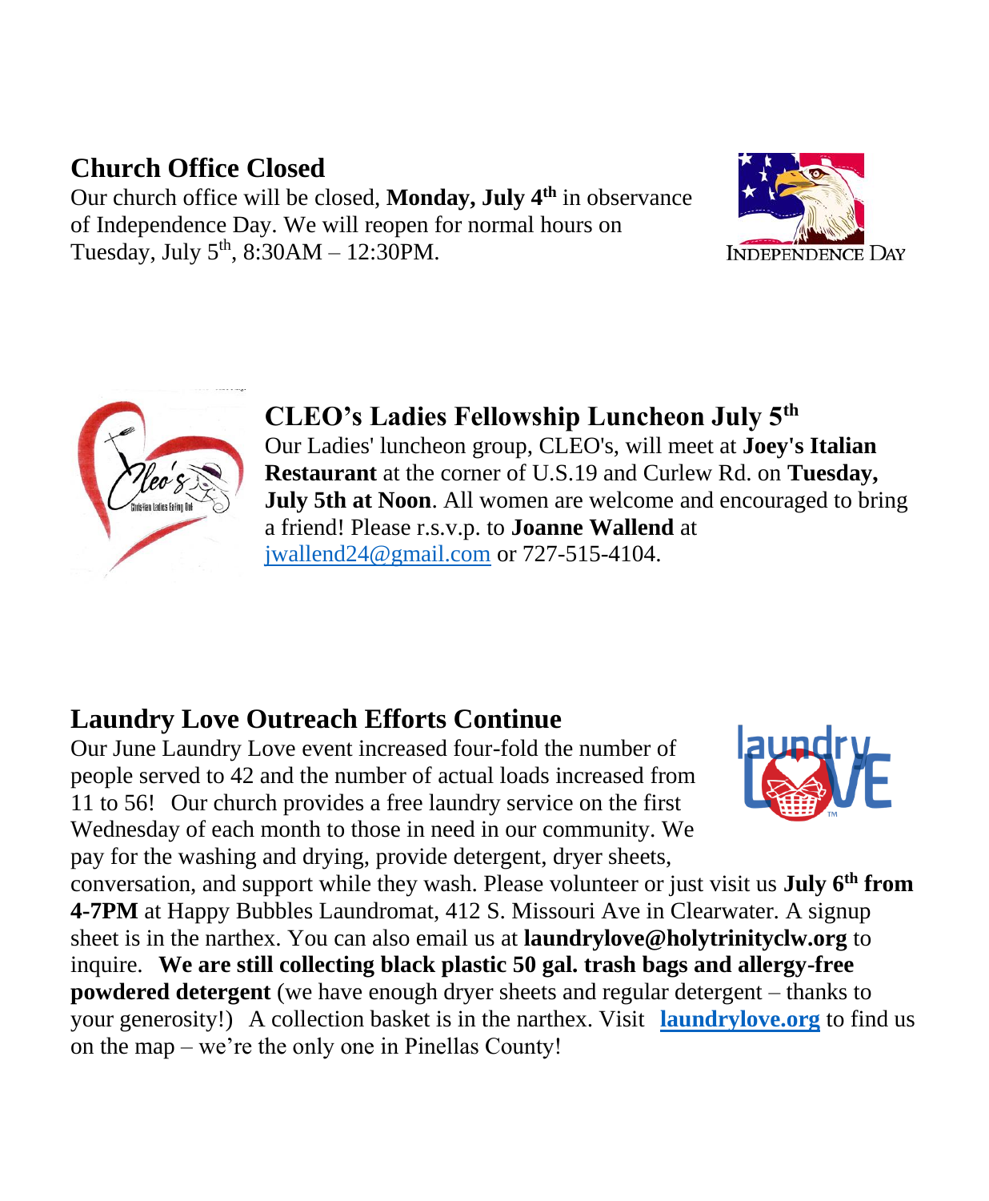## Church Office Closed

Our church office will be closed, **Monday, July 4th** in observance of Independence Day. We will reopen for normal hours on Tuesday, July 5th, 8:30AM – 12:30PM.

## CLEO's Ladies Fellowship Luncheon July 5th

Our Ladies' luncheon group, CLEO's, will meet at **Joey's Italian Restaurant** at the corner of U.S.19 and Curlew Rd. on **Tuesday, July 5th at Noon**. All women are welcome and encouraged to bring a friend! Please r.s.v.p. to **Joanne Wallend** at jwallend24@gmail.com or 727-515-4104.

## Laundry Love Outreach Efforts Continue

Our June Laundry Love event increased four-fold the number of people served to 42 and the number of actual loads increased from 11 to 56! Our church provides a free laundry service on the first Wednesday of each month to those in need in our community. We pay for the washing and drying, provide detergent, dryer sheets, conversation, and support while they wash. Please volunteer or just visit us **July 6th from 4-7PM** at Happy Bubbles Laundromat, 412 S. Missouri Ave in Clearwater. A signup sheet is in the narthex. You can also email us at **laundrylove@holytrinityclw.org** to inquire. **We are still collecting black plastic 50 gal. trash bags and allergy-free powdered detergent** (we have enough dryer sheets and regular detergent – thanks to your generosity!) A collection basket is in the narthex. Visit **laundrylove.org** to find us on the map – we're the only one in Pinellas County!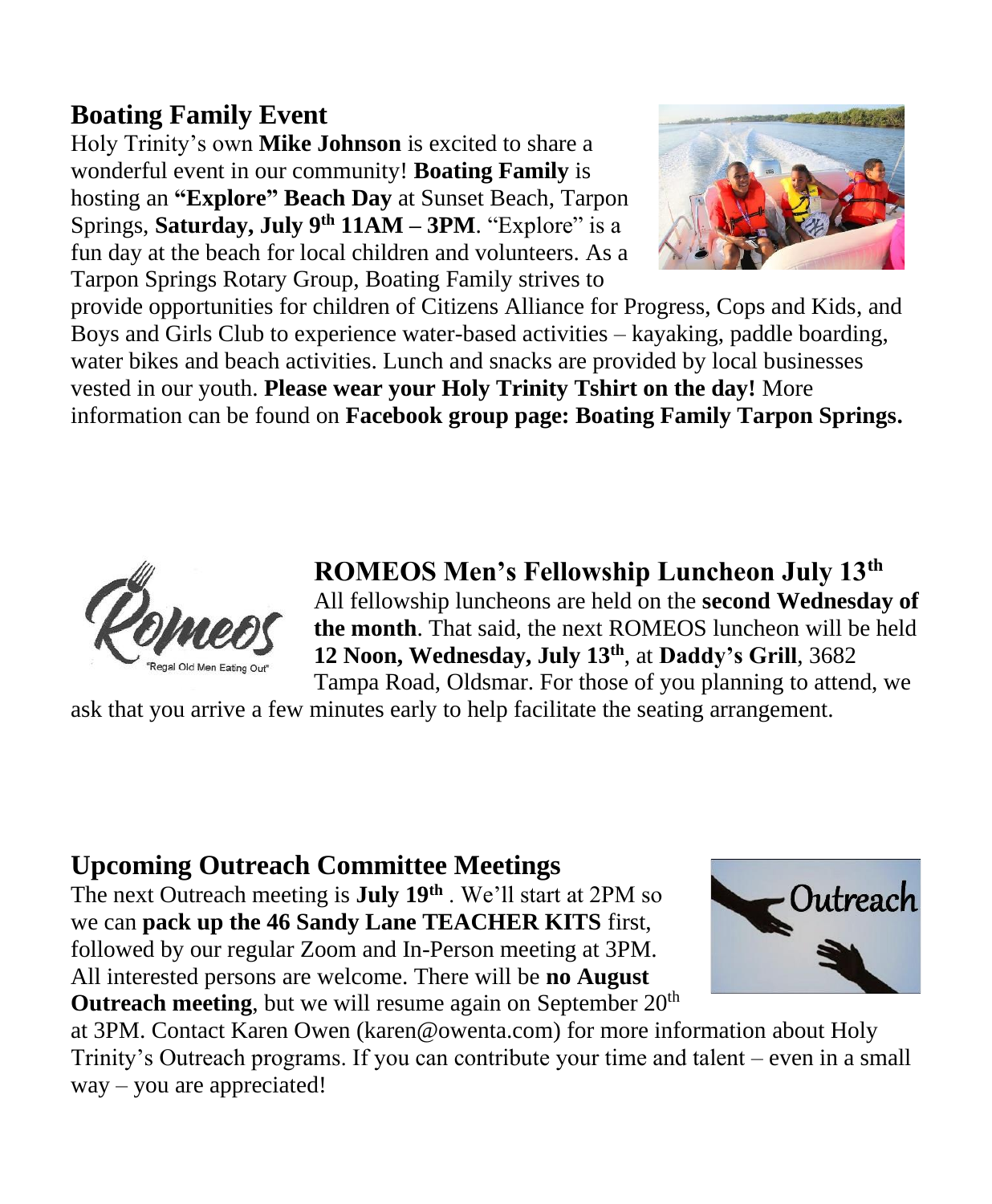## Boating Family Event

Holy Trinity's own **Mike Johnson** is excited to share a wonderful event in our community! **Boating Family** is hosting an **"Explore" Beach Day** at Sunset Beach, Tarpon Springs, **Saturday, July 9th 11AM – 3PM**. "Explore" is a fun day at the beach for local children and volunteers. As a Tarpon Springs Rotary Group, Boating Family strives to provide opportunities for children of Citizens Alliance for Progress, Cops and Kids, and Boys and Girls Club to experience water-based activities – kayaking, paddle boarding, water bikes and beach activities. Lunch and snacks are provided by local businesses vested in our youth. **Please wear your Holy Trinity Tshirt on the day!** More information can be found on **Facebook group page: Boating Family Tarpon Springs.**

## ROMEOS Men's Fellowship Luncheon July 13th

All fellowship luncheons are held on the **second Wednesday of the month**. That said, the next ROMEOS luncheon will be held **12 Noon, Wednesday, July 13th**, at **Daddy's Grill**, 3682 Tampa Road, Oldsmar. For those of you planning to attend, we ask that you arrive a few minutes early to help facilitate the seating arrangement.

## Upcoming Outreach Committee Meetings

The next Outreach meeting is **July 19th** . We'll start at 2PM so we can **pack up the 46 Sandy Lane TEACHER KITS** first, followed by our regular Zoom and In-Person meeting at 3PM. All interested persons are welcome. There will be **no August Outreach meeting**, but we will resume again on September 20th at 3PM. Contact Karen Owen (karen@owenta.com) for more information about Holy Trinity's Outreach programs. If you can contribute your time and talent – even in a small way – you are appreciated!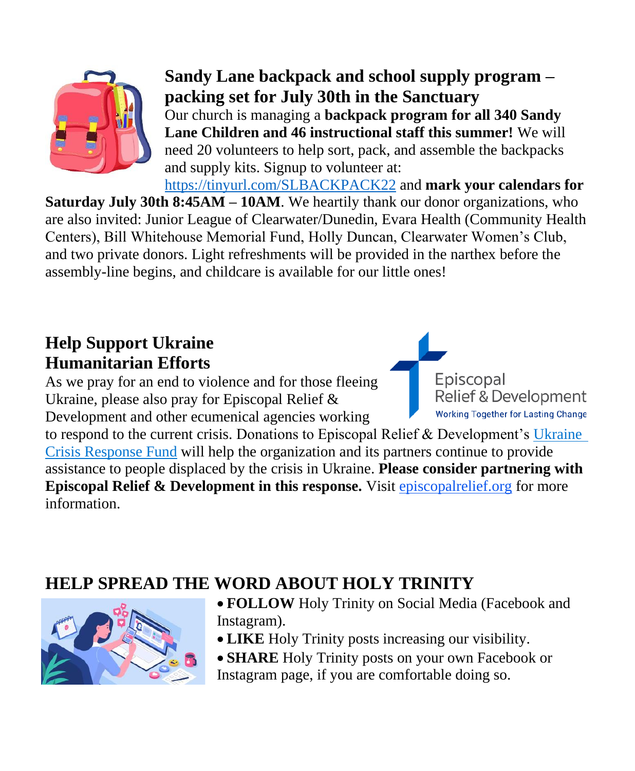## Sandy Lane backpack and school supply program – packing set for July 30th in the Sanctuary

Our church is managing a **backpack program for all 340 Sandy Lane Children and 46 instructional staff this summer!** We will need 20 volunteers to help sort, pack, and assemble the backpacks and supply kits. Signup to volunteer at: https://tinyurl.com/SLBACKPACK22 and **mark your calendars for Saturday July 30th 8:45AM – 10AM**. We heartily thank our donor organizations, who are also invited: Junior League of Clearwater/Dunedin, Evara Health (Community Health Centers), Bill Whitehouse Memorial Fund, Holly Duncan, Clearwater Women's Club, and two private donors. Light refreshments will be provided in the narthex before the assembly-line begins, and childcare is available for our little ones!

## Help Support Ukraine Humanitarian Efforts

Episcopal Relief & Development
Working Together for Lasting Change

As we pray for an end to violence and for those fleeing Ukraine, please also pray for Episcopal Relief & Development and other ecumenical agencies working to respond to the current crisis. Donations to Episcopal Relief & Development's Ukraine Crisis Response Fund will help the organization and its partners continue to provide assistance to people displaced by the crisis in Ukraine. **Please consider partnering with Episcopal Relief & Development in this response.** Visit episcopalrelief.org for more information.

## HELP SPREAD THE WORD ABOUT HOLY TRINITY

- **FOLLOW** Holy Trinity on Social Media (Facebook and Instagram).
- **LIKE** Holy Trinity posts increasing our visibility.
- **SHARE** Holy Trinity posts on your own Facebook or Instagram page, if you are comfortable doing so.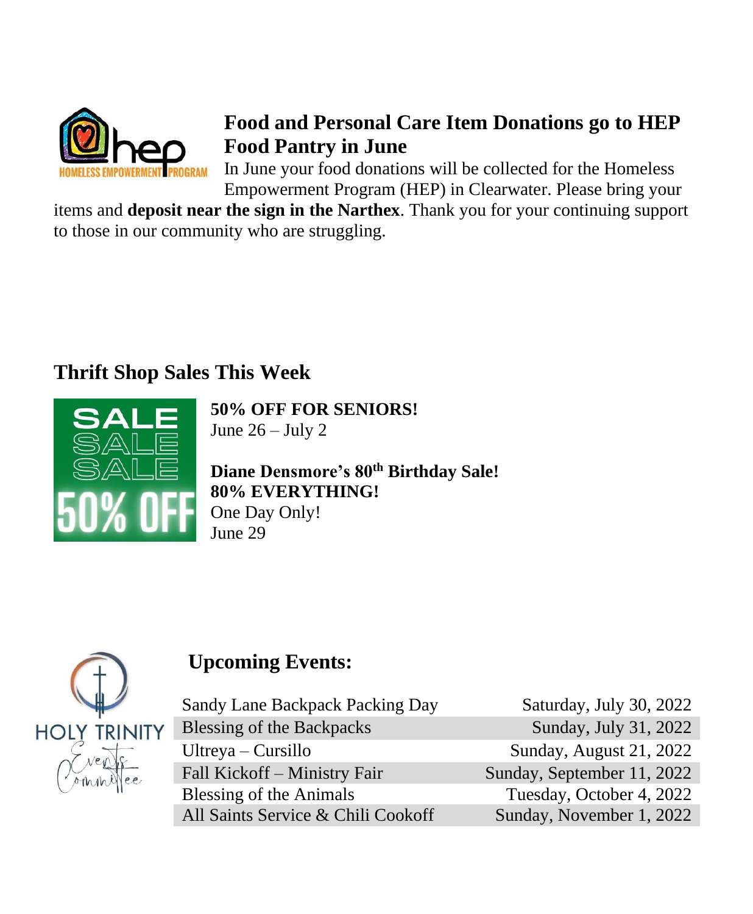## Food and Personal Care Item Donations go to HEP Food Pantry in June

In June your food donations will be collected for the Homeless Empowerment Program (HEP) in Clearwater. Please bring your items and **deposit near the sign in the Narthex**. Thank you for your continuing support to those in our community who are struggling.

## Thrift Shop Sales This Week

**50% OFF FOR SENIORS!**
June 26 – July 2

**Diane Densmore's 80th Birthday Sale!**
**80% EVERYTHING!**
One Day Only!
June 29

## Upcoming Events:

| Event | Date |
|---|---|
| Sandy Lane Backpack Packing Day | Saturday, July 30, 2022 |
| Blessing of the Backpacks | Sunday, July 31, 2022 |
| Ultreya – Cursillo | Sunday, August 21, 2022 |
| Fall Kickoff – Ministry Fair | Sunday, September 11, 2022 |
| Blessing of the Animals | Tuesday, October 4, 2022 |
| All Saints Service & Chili Cookoff | Sunday, November 1, 2022 |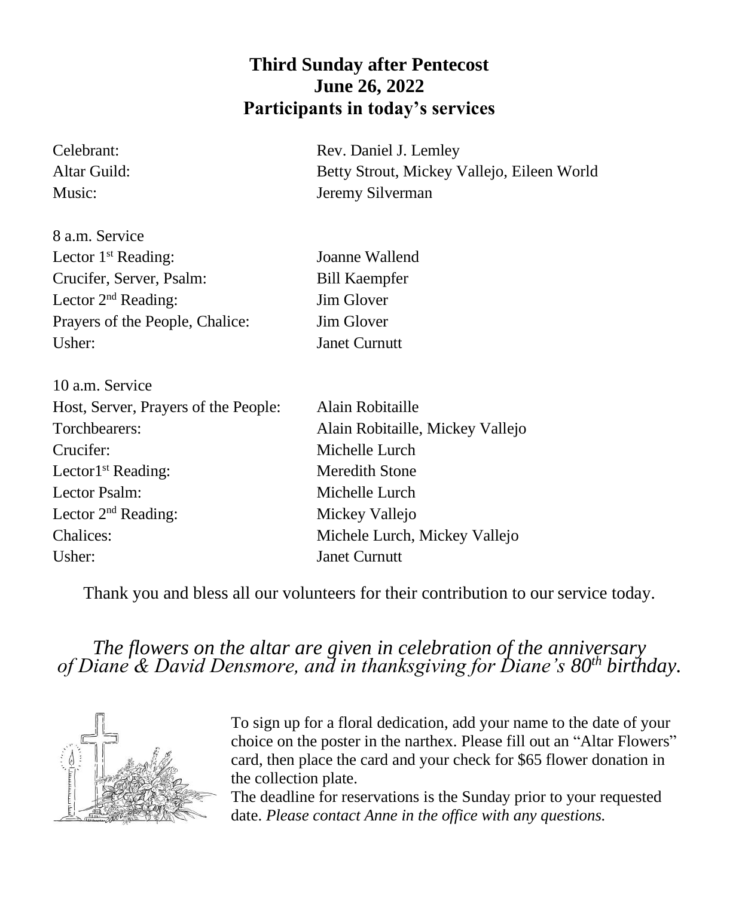# Third Sunday after Pentecost
# June 26, 2022
## Participants in today's services

| | |
|---|---|
| Celebrant: | Rev. Daniel J. Lemley |
| Altar Guild: | Betty Strout, Mickey Vallejo, Eileen World |
| Music: | Jeremy Silverman |

**8 a.m. Service**

| | |
|---|---|
| Lector 1st Reading: | Joanne Wallend |
| Crucifer, Server, Psalm: | Bill Kaempfer |
| Lector 2nd Reading: | Jim Glover |
| Prayers of the People, Chalice: | Jim Glover |
| Usher: | Janet Curnutt |

**10 a.m. Service**

| | |
|---|---|
| Host, Server, Prayers of the People: | Alain Robitaille |
| Torchbearers: | Alain Robitaille, Mickey Vallejo |
| Crucifer: | Michelle Lurch |
| Lector1st Reading: | Meredith Stone |
| Lector Psalm: | Michelle Lurch |
| Lector 2nd Reading: | Mickey Vallejo |
| Chalices: | Michele Lurch, Mickey Vallejo |
| Usher: | Janet Curnutt |

Thank you and bless all our volunteers for their contribution to our service today.

*The flowers on the altar are given in celebration of the anniversary of Diane & David Densmore, and in thanksgiving for Diane's 80th birthday.*

To sign up for a floral dedication, add your name to the date of your choice on the poster in the narthex. Please fill out an "Altar Flowers" card, then place the card and your check for $65 flower donation in the collection plate.

The deadline for reservations is the Sunday prior to your requested date. *Please contact Anne in the office with any questions.*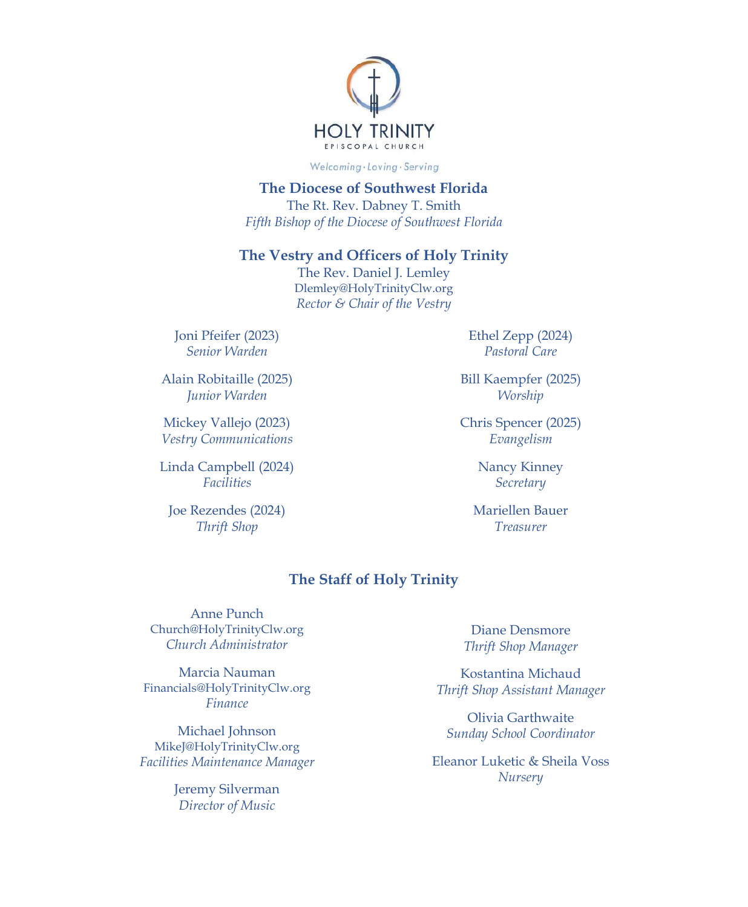HOLY TRINITY

EPISCOPAL CHURCH

*Welcoming · Loving · Serving*

## The Diocese of Southwest Florida

The Rt. Rev. Dabney T. Smith
*Fifth Bishop of the Diocese of Southwest Florida*

## The Vestry and Officers of Holy Trinity

The Rev. Daniel J. Lemley
Dlemley@HolyTrinityClw.org
*Rector & Chair of the Vestry*

Joni Pfeifer (2023)
*Senior Warden*

Alain Robitaille (2025)
*Junior Warden*

Mickey Vallejo (2023)
*Vestry Communications*

Linda Campbell (2024)
*Facilities*

Joe Rezendes (2024)
*Thrift Shop*

Ethel Zepp (2024)
*Pastoral Care*

Bill Kaempfer (2025)
*Worship*

Chris Spencer (2025)
*Evangelism*

Nancy Kinney
*Secretary*

Mariellen Bauer
*Treasurer*

## The Staff of Holy Trinity

Anne Punch
Church@HolyTrinityClw.org
*Church Administrator*

Marcia Nauman
Financials@HolyTrinityClw.org
*Finance*

Michael Johnson
MikeJ@HolyTrinityClw.org
*Facilities Maintenance Manager*

Jeremy Silverman
*Director of Music*

Diane Densmore
*Thrift Shop Manager*

Kostantina Michaud
*Thrift Shop Assistant Manager*

Olivia Garthwaite
*Sunday School Coordinator*

Eleanor Luketic & Sheila Voss
*Nursery*